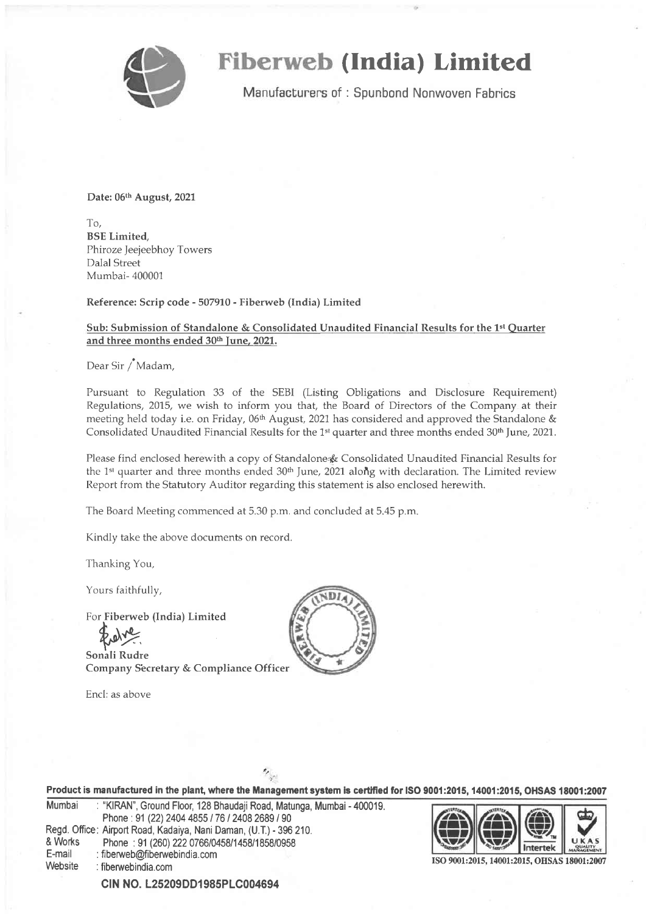# Fiberweb (India) Limited

Manufacturers of : Spunbond Nonwoven Fabrics

**Date: 06th August, 2021**

To,
**BSE Limited,**
Phiroze Jeejeebhoy Towers
Dalal Street
Mumbai- 400001

**Reference: Scrip code - 507910 - Fiberweb (India) Limited**

**Sub: Submission of Standalone & Consolidated Unaudited Financial Results for the 1st Quarter and three months ended 30th June, 2021.**

Dear Sir / Madam,

Pursuant to Regulation 33 of the SEBI (Listing Obligations and Disclosure Requirement) Regulations, 2015, we wish to inform you that, the Board of Directors of the Company at their meeting held today i.e. on Friday, 06th August, 2021 has considered and approved the Standalone & Consolidated Unaudited Financial Results for the 1st quarter and three months ended 30th June, 2021.

Please find enclosed herewith a copy of Standalone & Consolidated Unaudited Financial Results for the 1st quarter and three months ended 30th June, 2021 along with declaration. The Limited review Report from the Statutory Auditor regarding this statement is also enclosed herewith.

The Board Meeting commenced at 5.30 p.m. and concluded at 5.45 p.m.

Kindly take the above documents on record.

Thanking You,

Yours faithfully,

For **Fiberweb (India) Limited**

**Sonali Rudre**
**Company Secretary & Compliance Officer**

Encl: as above

**Product is manufactured in the plant, where the Management system is certified for ISO 9001:2015, 14001:2015, OHSAS 18001:2007**

Mumbai : "KIRAN", Ground Floor, 128 Bhaudaji Road, Matunga, Mumbai - 400019.
Phone : 91 (22) 2404 4855 / 76 / 2408 2689 / 90
Regd. Office & Works : Airport Road, Kadaiya, Nani Daman, (U.T.) - 396 210.
Phone : 91 (260) 222 0766/0458/1458/1858/0958
E-mail : fiberweb@fiberwebindia.com
Website : fiberwebindia.com

ISO 9001:2015, 14001:2015, OHSAS 18001:2007

**CIN NO. L25209DD1985PLC004694**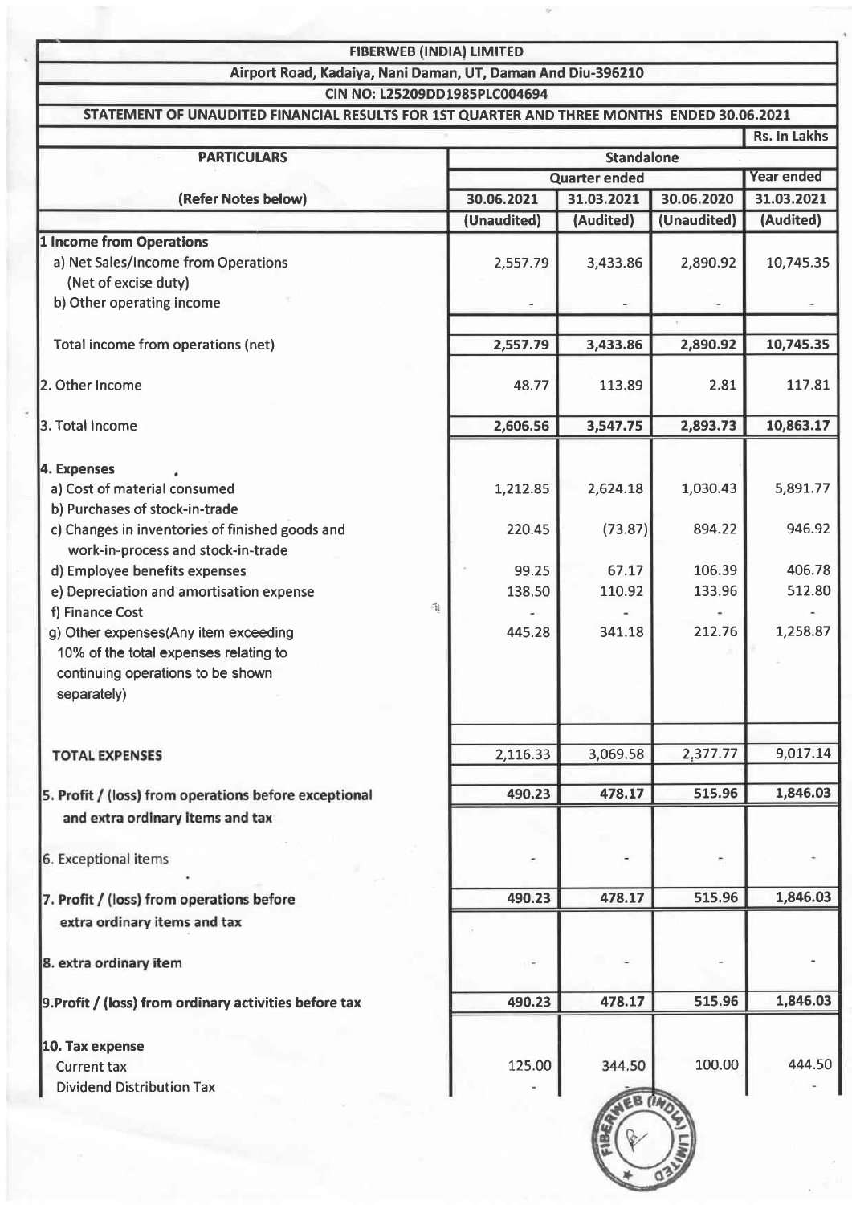| FIBERWEB (INDIA) LIMITED | | | | |
|---|---|---|---|---|
| Airport Road, Kadaiya, Nani Daman, UT, Daman And Diu-396210 | | | | |
| CIN NO: L25209DD1985PLC004694 | | | | |
| STATEMENT OF UNAUDITED FINANCIAL RESULTS FOR 1ST QUARTER AND THREE MONTHS ENDED 30.06.2021 | | | | |
| | | | | Rs. In Lakhs |
| **PARTICULARS** | Standalone | | | |
| | Quarter ended | | | Year ended |
| **(Refer Notes below)** | 30.06.2021 | 31.03.2021 | 30.06.2020 | 31.03.2021 |
| | (Unaudited) | (Audited) | (Unaudited) | (Audited) |
| **1 Income from Operations** | | | | |
| a) Net Sales/Income from Operations (Net of excise duty) | 2,557.79 | 3,433.86 | 2,890.92 | 10,745.35 |
| b) Other operating income | - | - | - | - |
| Total income from operations (net) | 2,557.79 | 3,433.86 | 2,890.92 | 10,745.35 |
| 2. Other Income | 48.77 | 113.89 | 2.81 | 117.81 |
| 3. Total Income | 2,606.56 | 3,547.75 | 2,893.73 | 10,863.17 |
| **4. Expenses** | | | | |
| a) Cost of material consumed | 1,212.85 | 2,624.18 | 1,030.43 | 5,891.77 |
| b) Purchases of stock-in-trade | | | | |
| c) Changes in inventories of finished goods and work-in-process and stock-in-trade | 220.45 | (73.87) | 894.22 | 946.92 |
| d) Employee benefits expenses | 99.25 | 67.17 | 106.39 | 406.78 |
| e) Depreciation and amortisation expense | 138.50 | 110.92 | 133.96 | 512.80 |
| f) Finance Cost | - | - | - | - |
| g) Other expenses(Any item exceeding 10% of the total expenses relating to continuing operations to be shown separately) | 445.28 | 341.18 | 212.76 | 1,258.87 |
| TOTAL EXPENSES | 2,116.33 | 3,069.58 | 2,377.77 | 9,017.14 |
| **5. Profit / (loss) from operations before exceptional and extra ordinary items and tax** | 490.23 | 478.17 | 515.96 | 1,846.03 |
| 6. Exceptional items | - | - | - | - |
| **7. Profit / (loss) from operations before extra ordinary items and tax** | 490.23 | 478.17 | 515.96 | 1,846.03 |
| **8. extra ordinary item** | - | - | - | - |
| **9.Profit / (loss) from ordinary activities before tax** | 490.23 | 478.17 | 515.96 | 1,846.03 |
| **10. Tax expense** | | | | |
| Current tax | 125.00 | 344.50 | 100.00 | 444.50 |
| Dividend Distribution Tax | - | - | | - |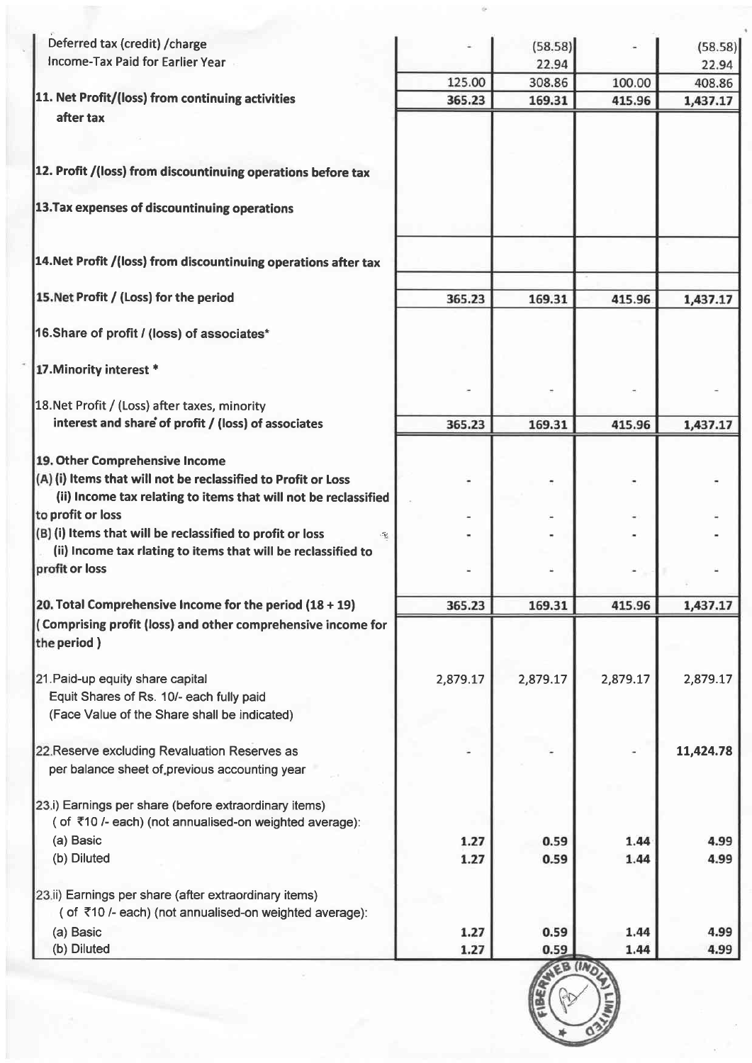| Particulars | | | | |
|---|---|---|---|---|
| Deferred tax (credit) /charge | - | (58.58) | - | (58.58) |
| Income-Tax Paid for Earlier Year | | 22.94 | | 22.94 |
| | 125.00 | 308.86 | 100.00 | 408.86 |
| **11. Net Profit/(loss) from continuing activities after tax** | 365.23 | 169.31 | 415.96 | 1,437.17 |
| **12. Profit /(loss) from discountinuing operations before tax** | | | | |
| **13.Tax expenses of discountinuing operations** | | | | |
| **14.Net Profit /(loss) from discountinuing operations after tax** | | | | |
| **15.Net Profit / (Loss) for the period** | 365.23 | 169.31 | 415.96 | 1,437.17 |
| **16.Share of profit / (loss) of associates*** | | | | |
| **17.Minority interest *** | - | - | - | - |
| 18.Net Profit / (Loss) after taxes, minority **interest and share of profit / (loss) of associates** | 365.23 | 169.31 | 415.96 | 1,437.17 |
| **19. Other Comprehensive Income** | | | | |
| **(A) (i) Items that will not be reclassified to Profit or Loss** | - | - | - | - |
| **(ii) Income tax relating to items that will not be reclassified to profit or loss** | - | - | - | - |
| **(B) (i) Items that will be reclassified to profit or loss** | - | - | - | - |
| **(ii) Income tax rlating to items that will be reclassified to profit or loss** | - | - | - | - |
| **20. Total Comprehensive Income for the period (18 + 19)** **( Comprising profit (loss) and other comprehensive income for the period )** | 365.23 | 169.31 | 415.96 | 1,437.17 |
| 21.Paid-up equity share capital Equit Shares of Rs. 10/- each fully paid (Face Value of the Share shall be indicated) | 2,879.17 | 2,879.17 | 2,879.17 | 2,879.17 |
| 22.Reserve excluding Revaluation Reserves as per balance sheet of previous accounting year | - | - | - | 11,424.78 |
| 23.i) Earnings per share (before extraordinary items) ( of ₹10 /- each) (not annualised-on weighted average): | | | | |
| (a) Basic | 1.27 | 0.59 | 1.44 | 4.99 |
| (b) Diluted | 1.27 | 0.59 | 1.44 | 4.99 |
| 23.ii) Earnings per share (after extraordinary items) ( of ₹10 /- each) (not annualised-on weighted average): | | | | |
| (a) Basic | 1.27 | 0.59 | 1.44 | 4.99 |
| (b) Diluted | 1.27 | 0.59 | 1.44 | 4.99 |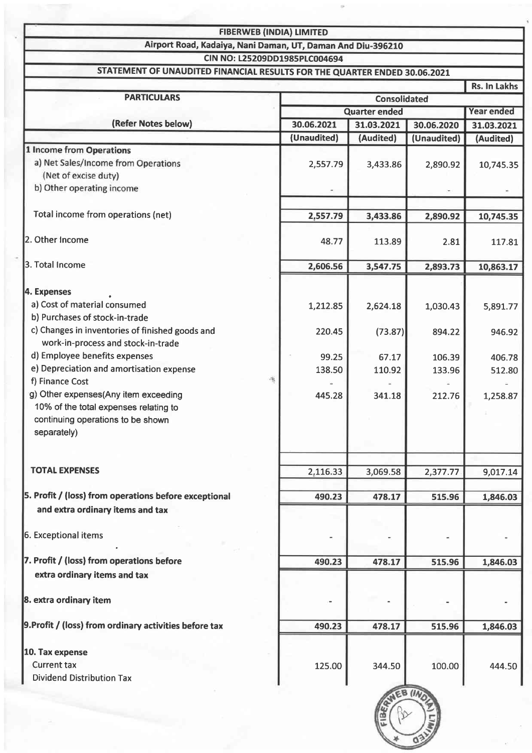| FIBERWEB (INDIA) LIMITED | | | | |
|---|---|---|---|---|
| Airport Road, Kadaiya, Nani Daman, UT, Daman And Diu-396210 | | | | |
| CIN NO: L25209DD1985PLC004694 | | | | |
| STATEMENT OF UNAUDITED FINANCIAL RESULTS FOR THE QUARTER ENDED 30.06.2021 | | | | |
| | | | | Rs. In Lakhs |
| **PARTICULARS** | **Consolidated** | | | |
| | **Quarter ended** | | | **Year ended** |
| **(Refer Notes below)** | **30.06.2021** | **31.03.2021** | **30.06.2020** | **31.03.2021** |
| | **(Unaudited)** | **(Audited)** | **(Unaudited)** | **(Audited)** |
| **1 Income from Operations** | | | | |
| a) Net Sales/Income from Operations (Net of excise duty) | 2,557.79 | 3,433.86 | 2,890.92 | 10,745.35 |
| b) Other operating income | - | | - | - |
| Total income from operations (net) | 2,557.79 | 3,433.86 | 2,890.92 | 10,745.35 |
| 2. Other Income | 48.77 | 113.89 | 2.81 | 117.81 |
| 3. Total Income | 2,606.56 | 3,547.75 | 2,893.73 | 10,863.17 |
| **4. Expenses** | | | | |
| a) Cost of material consumed | 1,212.85 | 2,624.18 | 1,030.43 | 5,891.77 |
| b) Purchases of stock-in-trade | | | | |
| c) Changes in inventories of finished goods and work-in-process and stock-in-trade | 220.45 | (73.87) | 894.22 | 946.92 |
| d) Employee benefits expenses | 99.25 | 67.17 | 106.39 | 406.78 |
| e) Depreciation and amortisation expense | 138.50 | 110.92 | 133.96 | 512.80 |
| f) Finance Cost | - | - | - | - |
| g) Other expenses(Any item exceeding 10% of the total expenses relating to continuing operations to be shown separately) | 445.28 | 341.18 | 212.76 | 1,258.87 |
| **TOTAL EXPENSES** | 2,116.33 | 3,069.58 | 2,377.77 | 9,017.14 |
| **5. Profit / (loss) from operations before exceptional and extra ordinary items and tax** | 490.23 | 478.17 | 515.96 | 1,846.03 |
| 6. Exceptional items | - | - | - | - |
| **7. Profit / (loss) from operations before extra ordinary items and tax** | 490.23 | 478.17 | 515.96 | 1,846.03 |
| **8. extra ordinary item** | - | - | - | - |
| **9.Profit / (loss) from ordinary activities before tax** | 490.23 | 478.17 | 515.96 | 1,846.03 |
| **10. Tax expense** | | | | |
| Current tax | 125.00 | 344.50 | 100.00 | 444.50 |
| Dividend Distribution Tax | | | | |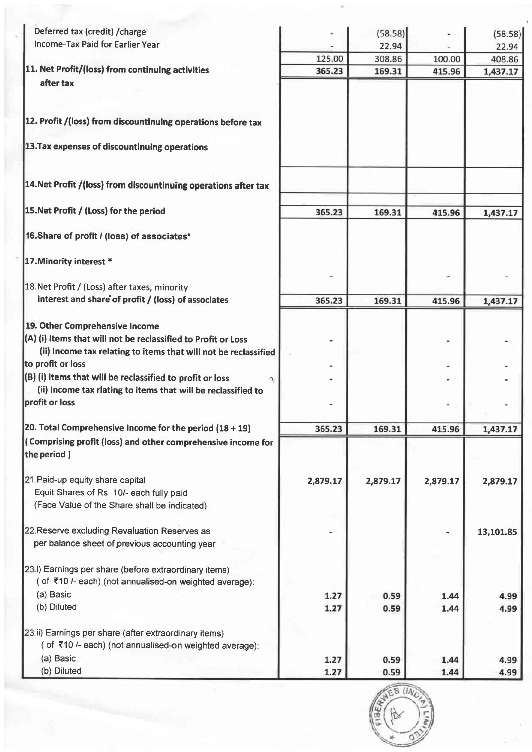| | | | | |
|---|---|---|---|---|
| Deferred tax (credit) /charge | - | (58.58) | - | (58.58) |
| Income-Tax Paid for Earlier Year | - | 22.94 | - | 22.94 |
| | 125.00 | 308.86 | 100.00 | 408.86 |
| **11. Net Profit/(loss) from continuing activities after tax** | 365.23 | 169.31 | 415.96 | 1,437.17 |
| **12. Profit /(loss) from discountinuing operations before tax** | | | | |
| **13.Tax expenses of discountinuing operations** | | | | |
| **14.Net Profit /(loss) from discountinuing operations after tax** | | | | |
| **15.Net Profit / (Loss) for the period** | 365.23 | 169.31 | 415.96 | 1,437.17 |
| **16.Share of profit / (loss) of associates*** | | | | |
| **17.Minority interest *** | - | | - | - |
| 18.Net Profit / (Loss) after taxes, minority interest and share of profit / (loss) of associates | 365.23 | 169.31 | 415.96 | 1,437.17 |
| **19. Other Comprehensive Income** | | | | |
| **(A) (i) Items that will not be reclassified to Profit or Loss** | - | | - | - |
| **(ii) Income tax relating to items that will not be reclassified to profit or loss** | - | | - | - |
| **(B) (i) Items that will be reclassified to profit or loss** | - | | - | - |
| **(ii) Income tax rlating to items that will be reclassified to profit or loss** | - | | - | - |
| **20. Total Comprehensive Income for the period (18 + 19)** | 365.23 | 169.31 | 415.96 | 1,437.17 |
| **( Comprising profit (loss) and other comprehensive income for the period )** | | | | |
| 21.Paid-up equity share capital<br>Equit Shares of Rs. 10/- each fully paid<br>(Face Value of the Share shall be indicated) | 2,879.17 | 2,879.17 | 2,879.17 | 2,879.17 |
| 22.Reserve excluding Revaluation Reserves as per balance sheet of previous accounting year | - | | - | 13,101.85 |
| 23.i) Earnings per share (before extraordinary items)<br>( of ₹10 /- each) (not annualised-on weighted average): | | | | |
| (a) Basic | 1.27 | 0.59 | 1.44 | 4.99 |
| (b) Diluted | 1.27 | 0.59 | 1.44 | 4.99 |
| 23.ii) Earnings per share (after extraordinary items)<br>( of ₹10 /- each) (not annualised-on weighted average): | | | | |
| (a) Basic | 1.27 | 0.59 | 1.44 | 4.99 |
| (b) Diluted | 1.27 | 0.59 | 1.44 | 4.99 |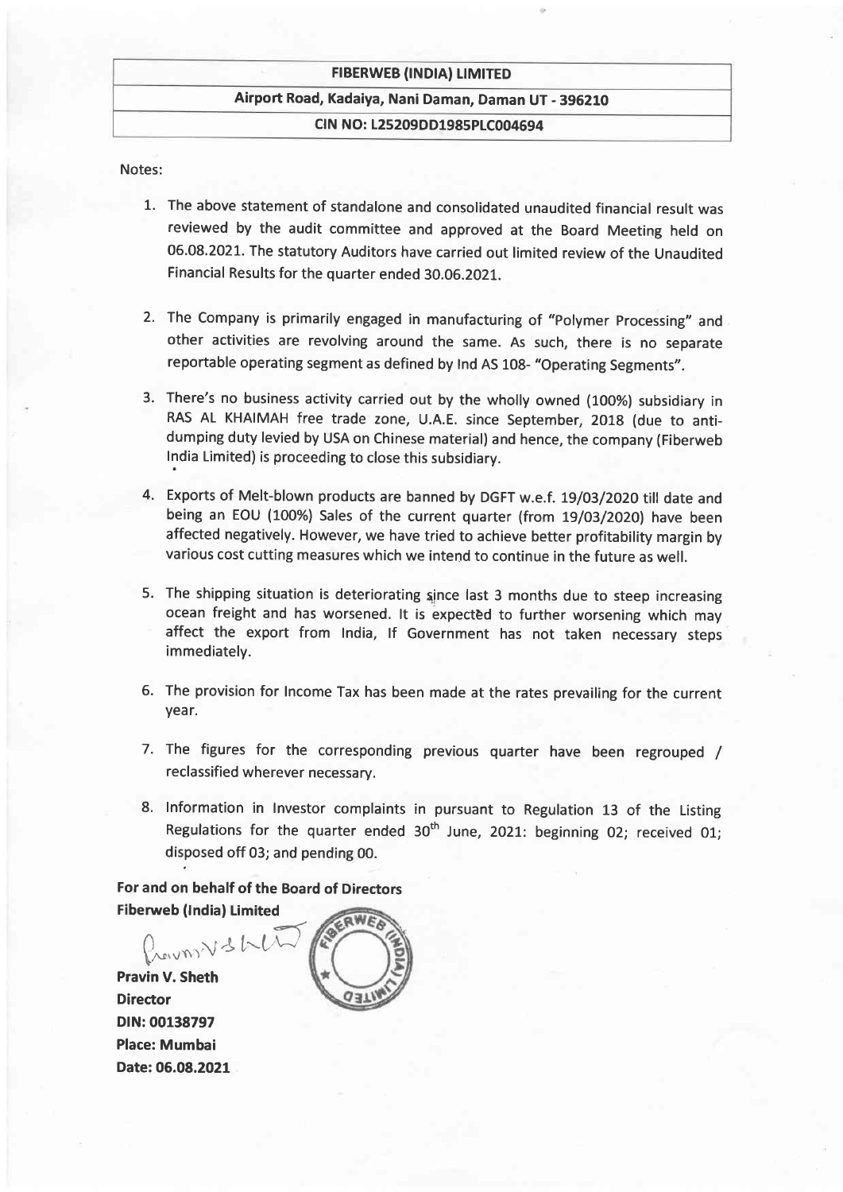| FIBERWEB (INDIA) LIMITED |
|---|
| Airport Road, Kadaiya, Nani Daman, Daman UT - 396210 |
| CIN NO: L25209DD1985PLC004694 |

Notes:

1. The above statement of standalone and consolidated unaudited financial result was reviewed by the audit committee and approved at the Board Meeting held on 06.08.2021. The statutory Auditors have carried out limited review of the Unaudited Financial Results for the quarter ended 30.06.2021.

2. The Company is primarily engaged in manufacturing of "Polymer Processing" and other activities are revolving around the same. As such, there is no separate reportable operating segment as defined by Ind AS 108- "Operating Segments".

3. There's no business activity carried out by the wholly owned (100%) subsidiary in RAS AL KHAIMAH free trade zone, U.A.E. since September, 2018 (due to anti-dumping duty levied by USA on Chinese material) and hence, the company (Fiberweb India Limited) is proceeding to close this subsidiary.

4. Exports of Melt-blown products are banned by DGFT w.e.f. 19/03/2020 till date and being an EOU (100%) Sales of the current quarter (from 19/03/2020) have been affected negatively. However, we have tried to achieve better profitability margin by various cost cutting measures which we intend to continue in the future as well.

5. The shipping situation is deteriorating since last 3 months due to steep increasing ocean freight and has worsened. It is expected to further worsening which may affect the export from India, If Government has not taken necessary steps immediately.

6. The provision for Income Tax has been made at the rates prevailing for the current year.

7. The figures for the corresponding previous quarter have been regrouped / reclassified wherever necessary.

8. Information in Investor complaints in pursuant to Regulation 13 of the Listing Regulations for the quarter ended 30th June, 2021: beginning 02; received 01; disposed off 03; and pending 00.

**For and on behalf of the Board of Directors**
**Fiberweb (India) Limited**

**Pravin V. Sheth**
**Director**
**DIN: 00138797**
**Place: Mumbai**
**Date: 06.08.2021**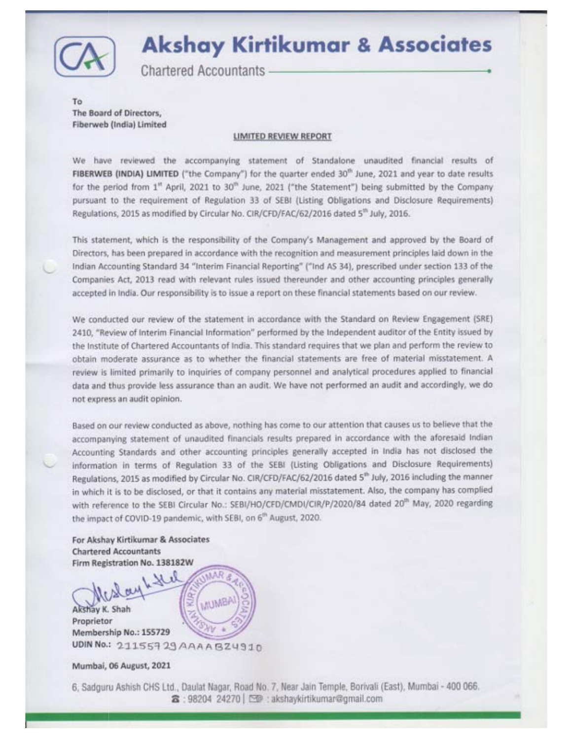# Akshay Kirtikumar & Associates

Chartered Accountants

To
The Board of Directors,
Fiberweb (India) Limited

## LIMITED REVIEW REPORT

We have reviewed the accompanying statement of Standalone unaudited financial results of **FIBERWEB (INDIA) LIMITED** ("the Company") for the quarter ended 30th June, 2021 and year to date results for the period from 1st April, 2021 to 30th June, 2021 ("the Statement") being submitted by the Company pursuant to the requirement of Regulation 33 of SEBI (Listing Obligations and Disclosure Requirements) Regulations, 2015 as modified by Circular No. CIR/CFD/FAC/62/2016 dated 5th July, 2016.

This statement, which is the responsibility of the Company's Management and approved by the Board of Directors, has been prepared in accordance with the recognition and measurement principles laid down in the Indian Accounting Standard 34 "Interim Financial Reporting" ("Ind AS 34), prescribed under section 133 of the Companies Act, 2013 read with relevant rules issued thereunder and other accounting principles generally accepted in India. Our responsibility is to issue a report on these financial statements based on our review.

We conducted our review of the statement in accordance with the Standard on Review Engagement (SRE) 2410, "Review of Interim Financial Information" performed by the Independent auditor of the Entity issued by the Institute of Chartered Accountants of India. This standard requires that we plan and perform the review to obtain moderate assurance as to whether the financial statements are free of material misstatement. A review is limited primarily to inquiries of company personnel and analytical procedures applied to financial data and thus provide less assurance than an audit. We have not performed an audit and accordingly, we do not express an audit opinion.

Based on our review conducted as above, nothing has come to our attention that causes us to believe that the accompanying statement of unaudited financials results prepared in accordance with the aforesaid Indian Accounting Standards and other accounting principles generally accepted in India has not disclosed the information in terms of Regulation 33 of the SEBI (Listing Obligations and Disclosure Requirements) Regulations, 2015 as modified by Circular No. CIR/CFD/FAC/62/2016 dated 5th July, 2016 including the manner in which it is to be disclosed, or that it contains any material misstatement. Also, the company has complied with reference to the SEBI Circular No.: SEBI/HO/CFD/CMDI/CIR/P/2020/84 dated 20th May, 2020 regarding the impact of COVID-19 pandemic, with SEBI, on 6th August, 2020.

For Akshay Kirtikumar & Associates
Chartered Accountants
Firm Registration No. 138182W

Akshay K. Shah
Proprietor
Membership No.: 155729
UDIN No.: 21155729AAAABZ4910

Mumbai, 06 August, 2021

6, Sadguru Ashish CHS Ltd., Daulat Nagar, Road No. 7, Near Jain Temple, Borivali (East), Mumbai - 400 066.
☎ : 98204 24270 | ✉ : akshaykirtikumar@gmail.com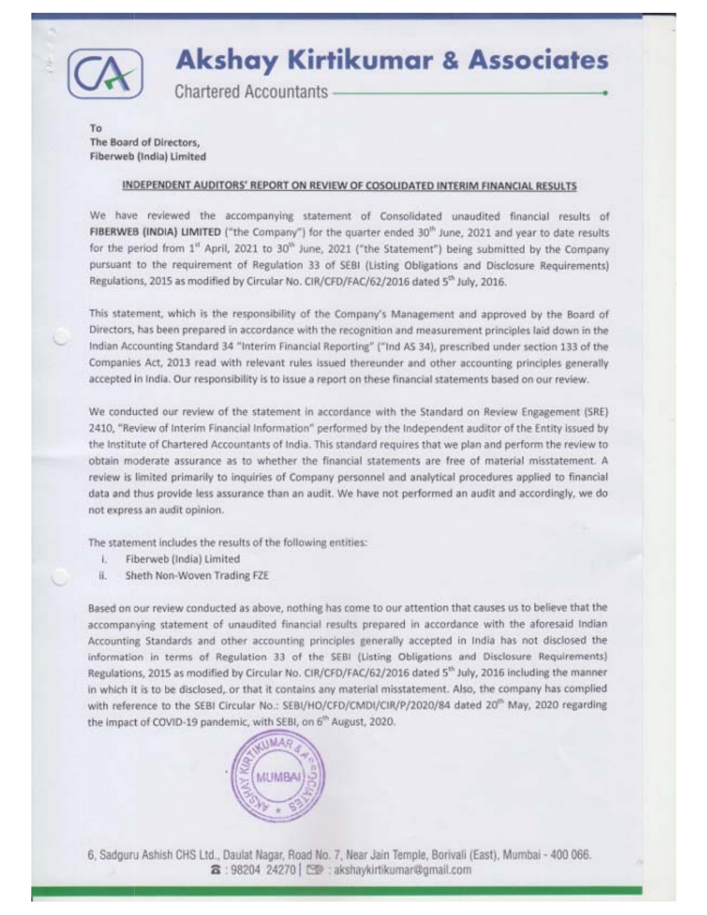# Akshay Kirtikumar & Associates

Chartered Accountants

To
The Board of Directors,
Fiberweb (India) Limited

## INDEPENDENT AUDITORS' REPORT ON REVIEW OF COSOLIDATED INTERIM FINANCIAL RESULTS

We have reviewed the accompanying statement of Consolidated unaudited financial results of **FIBERWEB (INDIA) LIMITED** ("the Company") for the quarter ended 30th June, 2021 and year to date results for the period from 1st April, 2021 to 30th June, 2021 ("the Statement") being submitted by the Company pursuant to the requirement of Regulation 33 of SEBI (Listing Obligations and Disclosure Requirements) Regulations, 2015 as modified by Circular No. CIR/CFD/FAC/62/2016 dated 5th July, 2016.

This statement, which is the responsibility of the Company's Management and approved by the Board of Directors, has been prepared in accordance with the recognition and measurement principles laid down in the Indian Accounting Standard 34 "Interim Financial Reporting" ("Ind AS 34), prescribed under section 133 of the Companies Act, 2013 read with relevant rules issued thereunder and other accounting principles generally accepted in India. Our responsibility is to issue a report on these financial statements based on our review.

We conducted our review of the statement in accordance with the Standard on Review Engagement (SRE) 2410, "Review of Interim Financial Information" performed by the Independent auditor of the Entity issued by the Institute of Chartered Accountants of India. This standard requires that we plan and perform the review to obtain moderate assurance as to whether the financial statements are free of material misstatement. A review is limited primarily to inquiries of Company personnel and analytical procedures applied to financial data and thus provide less assurance than an audit. We have not performed an audit and accordingly, we do not express an audit opinion.

The statement includes the results of the following entities:

i. Fiberweb (India) Limited
ii. Sheth Non-Woven Trading FZE

Based on our review conducted as above, nothing has come to our attention that causes us to believe that the accompanying statement of unaudited financial results prepared in accordance with the aforesaid Indian Accounting Standards and other accounting principles generally accepted in India has not disclosed the information in terms of Regulation 33 of the SEBI (Listing Obligations and Disclosure Requirements) Regulations, 2015 as modified by Circular No. CIR/CFD/FAC/62/2016 dated 5th July, 2016 including the manner in which it is to be disclosed, or that it contains any material misstatement. Also, the company has complied with reference to the SEBI Circular No.: SEBI/HO/CFD/CMDI/CIR/P/2020/84 dated 20th May, 2020 regarding the impact of COVID-19 pandemic, with SEBI, on 6th August, 2020.

6, Sadguru Ashish CHS Ltd., Daulat Nagar, Road No. 7, Near Jain Temple, Borivali (East), Mumbai - 400 066.
☎ : 98204 24270 | ✉ : akshaykirtikumar@gmail.com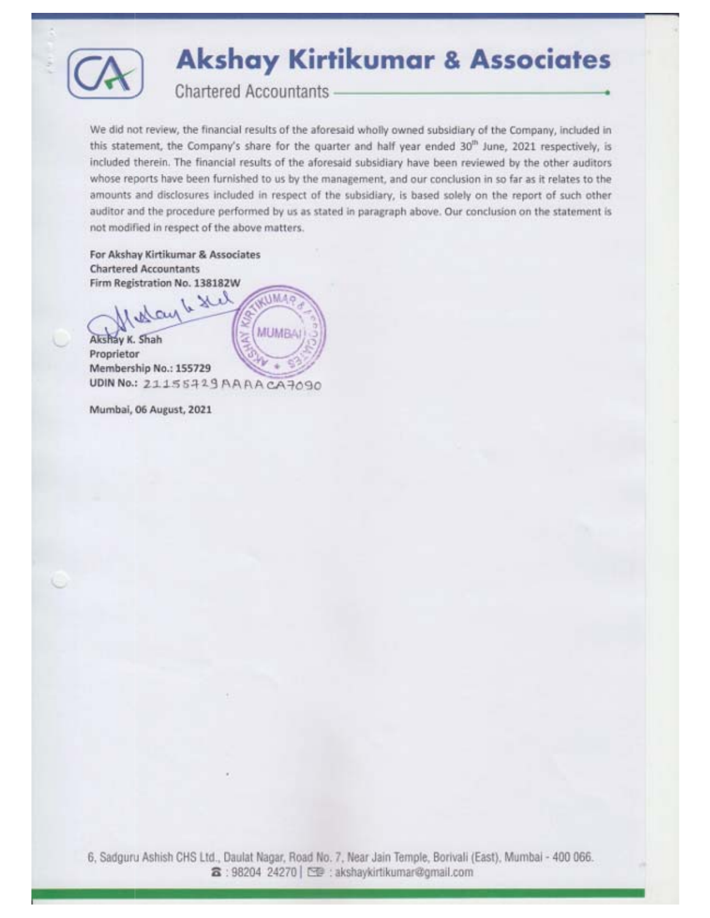# Akshay Kirtikumar & Associates

Chartered Accountants

We did not review, the financial results of the aforesaid wholly owned subsidiary of the Company, included in this statement, the Company's share for the quarter and half year ended 30th June, 2021 respectively, is included therein. The financial results of the aforesaid subsidiary have been reviewed by the other auditors whose reports have been furnished to us by the management, and our conclusion in so far as it relates to the amounts and disclosures included in respect of the subsidiary, is based solely on the report of such other auditor and the procedure performed by us as stated in paragraph above. Our conclusion on the statement is not modified in respect of the above matters.

**For Akshay Kirtikumar & Associates**
**Chartered Accountants**
**Firm Registration No. 138182W**

**Akshay K. Shah**
**Proprietor**
**Membership No.: 155729**
**UDIN No.:** 21155729AAAACA7090

**Mumbai, 06 August, 2021**

6, Sadguru Ashish CHS Ltd., Daulat Nagar, Road No. 7, Near Jain Temple, Borivali (East), Mumbai - 400 066.
☎ : 98204 24270 | ✉ : akshaykirtikumar@gmail.com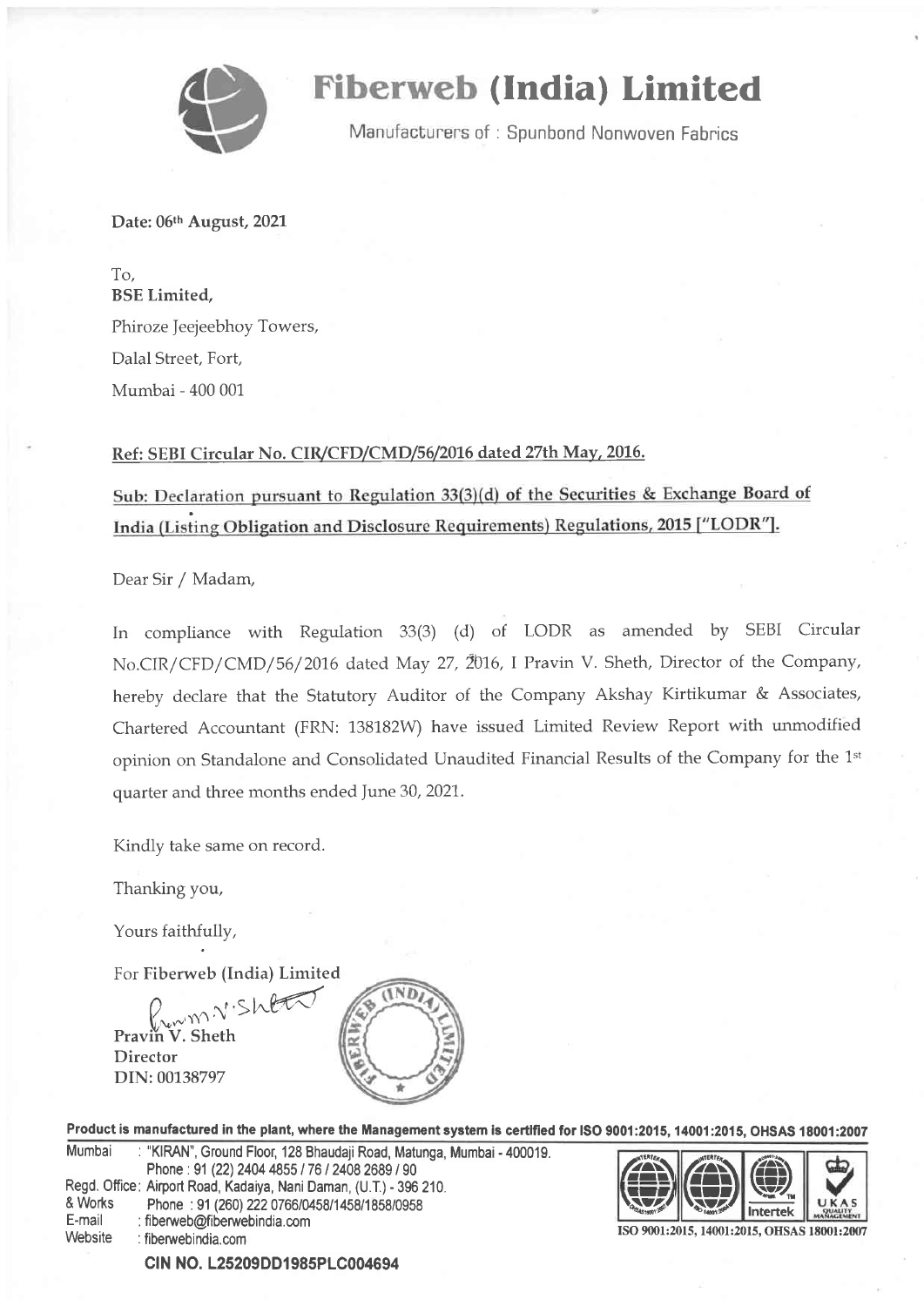# Fiberweb (India) Limited

Manufacturers of : Spunbond Nonwoven Fabrics

**Date: 06th August, 2021**

To,
**BSE Limited,**
Phiroze Jeejeebhoy Towers,
Dalal Street, Fort,
Mumbai - 400 001

**Ref: SEBI Circular No. CIR/CFD/CMD/56/2016 dated 27th May, 2016.**

**Sub: Declaration pursuant to Regulation 33(3)(d) of the Securities & Exchange Board of India (Listing Obligation and Disclosure Requirements) Regulations, 2015 ["LODR"].**

Dear Sir / Madam,

In compliance with Regulation 33(3) (d) of LODR as amended by SEBI Circular No.CIR/CFD/CMD/56/2016 dated May 27, 2016, I Pravin V. Sheth, Director of the Company, hereby declare that the Statutory Auditor of the Company Akshay Kirtikumar & Associates, Chartered Accountant (FRN: 138182W) have issued Limited Review Report with unmodified opinion on Standalone and Consolidated Unaudited Financial Results of the Company for the 1st quarter and three months ended June 30, 2021.

Kindly take same on record.

Thanking you,

Yours faithfully,

For **Fiberweb (India) Limited**

**Pravin V. Sheth**
**Director**
**DIN: 00138797**

**Product is manufactured in the plant, where the Management system is certified for ISO 9001:2015, 14001:2015, OHSAS 18001:2007**

Mumbai : "KIRAN", Ground Floor, 128 Bhaudaji Road, Matunga, Mumbai - 400019.
Phone : 91 (22) 2404 4855 / 76 / 2408 2689 / 90
Regd. Office & Works : Airport Road, Kadaiya, Nani Daman, (U.T.) - 396 210.
Phone : 91 (260) 222 0766/0458/1458/1858/0958
E-mail : fiberweb@fiberwebindia.com
Website : fiberwebindia.com

ISO 9001:2015, 14001:2015, OHSAS 18001:2007

**CIN NO. L25209DD1985PLC004694**